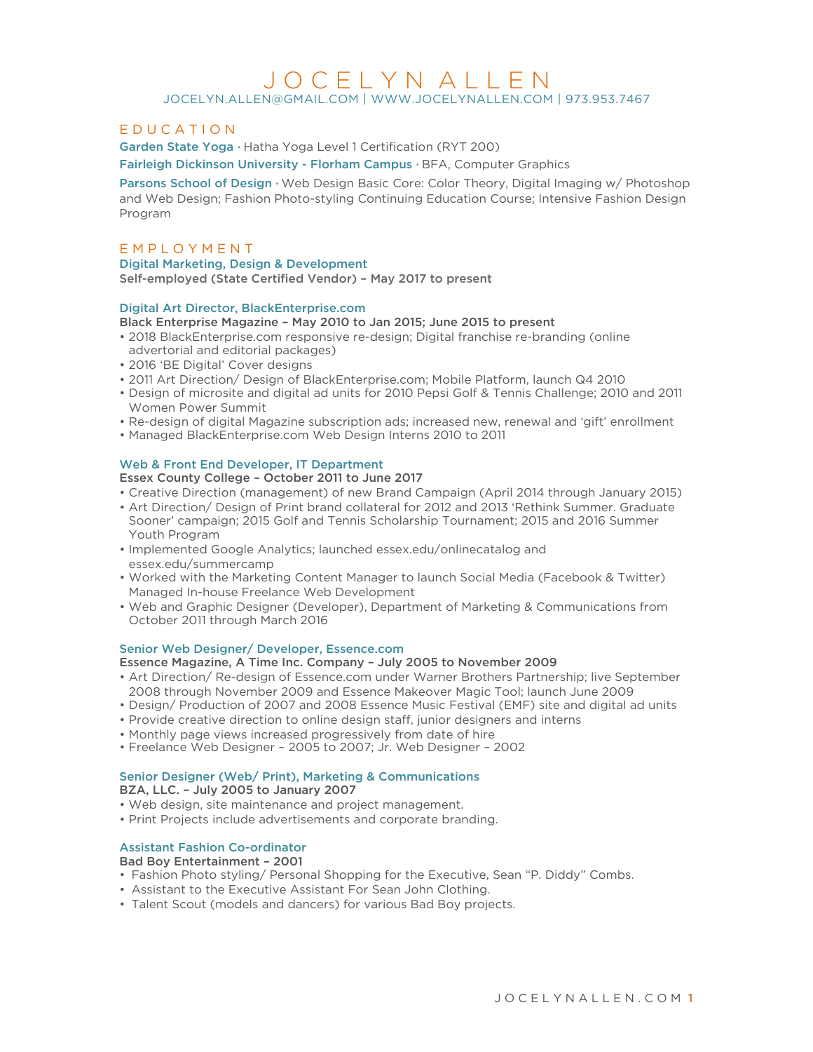# J O C E L Y N   A L L E N

JOCELYN.ALLEN@GMAIL.COM | WWW.JOCELYNALLEN.COM | 973.953.7467

## E D U C A T I O N

**Garden State Yoga** · Hatha Yoga Level 1 Certification (RYT 200)

**Fairleigh Dickinson University - Florham Campus** · BFA, Computer Graphics

**Parsons School of Design** · Web Design Basic Core: Color Theory, Digital Imaging w/ Photoshop and Web Design; Fashion Photo-styling Continuing Education Course; Intensive Fashion Design Program

## E M P L O Y M E N T

### Digital Marketing, Design & Development

**Self-employed (State Certified Vendor) – May 2017 to present**

### Digital Art Director, BlackEnterprise.com

**Black Enterprise Magazine – May 2010 to Jan 2015; June 2015 to present**

- 2018 BlackEnterprise.com responsive re-design; Digital franchise re-branding (online advertorial and editorial packages)
- 2016 'BE Digital' Cover designs
- 2011 Art Direction/ Design of BlackEnterprise.com; Mobile Platform, launch Q4 2010
- Design of microsite and digital ad units for 2010 Pepsi Golf & Tennis Challenge; 2010 and 2011 Women Power Summit
- Re-design of digital Magazine subscription ads; increased new, renewal and 'gift' enrollment
- Managed BlackEnterprise.com Web Design Interns 2010 to 2011

### Web & Front End Developer, IT Department

**Essex County College – October 2011 to June 2017**

- Creative Direction (management) of new Brand Campaign (April 2014 through January 2015)
- Art Direction/ Design of Print brand collateral for 2012 and 2013 'Rethink Summer. Graduate Sooner' campaign; 2015 Golf and Tennis Scholarship Tournament; 2015 and 2016 Summer Youth Program
- Implemented Google Analytics; launched essex.edu/onlinecatalog and essex.edu/summercamp
- Worked with the Marketing Content Manager to launch Social Media (Facebook & Twitter) Managed In-house Freelance Web Development
- Web and Graphic Designer (Developer), Department of Marketing & Communications from October 2011 through March 2016

### Senior Web Designer/ Developer, Essence.com

**Essence Magazine, A Time Inc. Company – July 2005 to November 2009**

- Art Direction/ Re-design of Essence.com under Warner Brothers Partnership; live September 2008 through November 2009 and Essence Makeover Magic Tool; launch June 2009
- Design/ Production of 2007 and 2008 Essence Music Festival (EMF) site and digital ad units
- Provide creative direction to online design staff, junior designers and interns
- Monthly page views increased progressively from date of hire
- Freelance Web Designer – 2005 to 2007; Jr. Web Designer – 2002

### Senior Designer (Web/ Print), Marketing & Communications

**BZA, LLC. – July 2005 to January 2007**

- Web design, site maintenance and project management.
- Print Projects include advertisements and corporate branding.

### Assistant Fashion Co-ordinator

**Bad Boy Entertainment – 2001**

- Fashion Photo styling/ Personal Shopping for the Executive, Sean "P. Diddy" Combs.
- Assistant to the Executive Assistant For Sean John Clothing.
- Talent Scout (models and dancers) for various Bad Boy projects.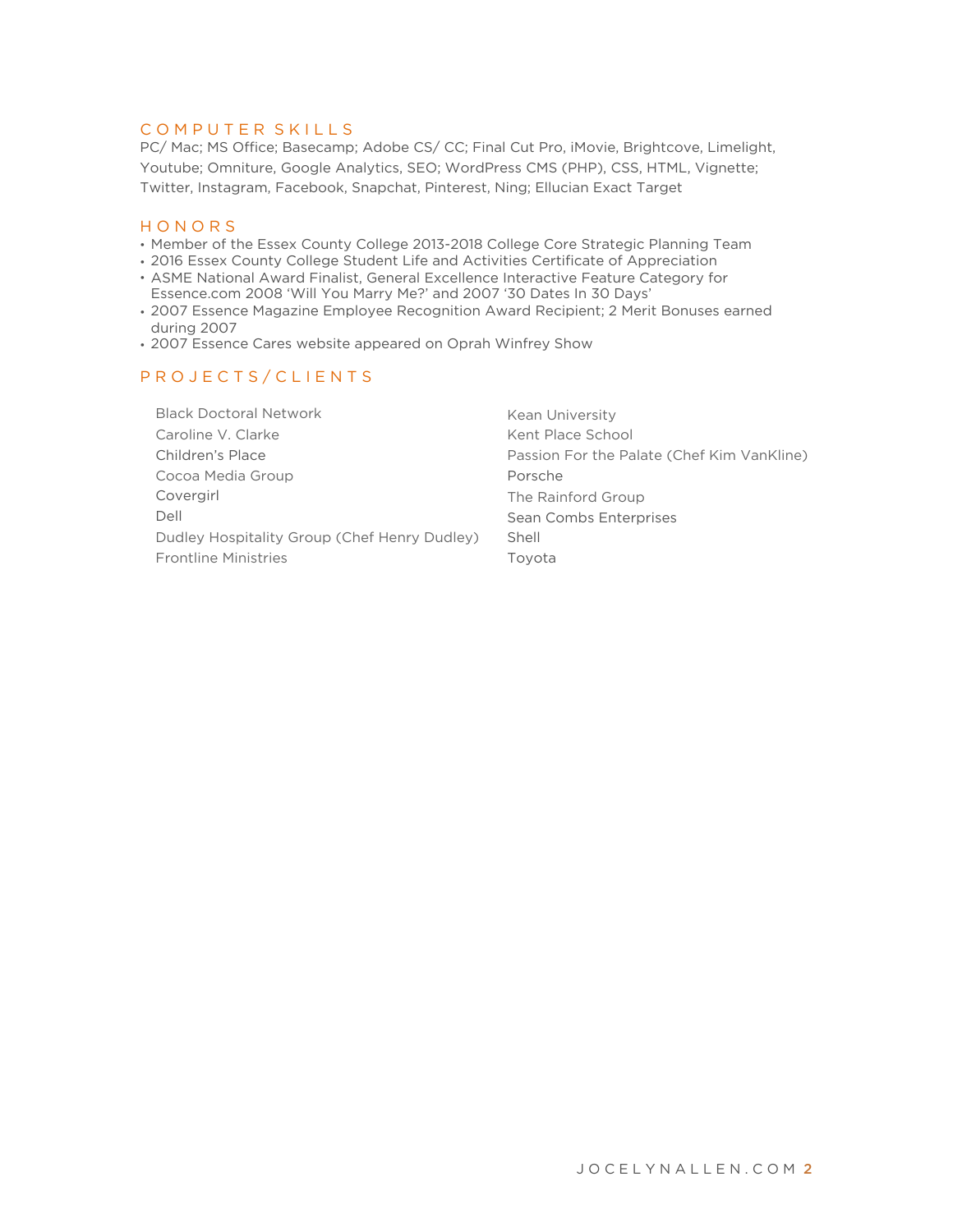## COMPUTER SKILLS

PC/ Mac; MS Office; Basecamp; Adobe CS/ CC; Final Cut Pro, iMovie, Brightcove, Limelight, Youtube; Omniture, Google Analytics, SEO; WordPress CMS (PHP), CSS, HTML, Vignette; Twitter, Instagram, Facebook, Snapchat, Pinterest, Ning; Ellucian Exact Target

## HONORS

- Member of the Essex County College 2013-2018 College Core Strategic Planning Team
- 2016 Essex County College Student Life and Activities Certificate of Appreciation
- ASME National Award Finalist, General Excellence Interactive Feature Category for Essence.com 2008 'Will You Marry Me?' and 2007 '30 Dates In 30 Days'
- 2007 Essence Magazine Employee Recognition Award Recipient; 2 Merit Bonuses earned during 2007
- 2007 Essence Cares website appeared on Oprah Winfrey Show

## PROJECTS/CLIENTS

Black Doctoral Network
Caroline V. Clarke
Children's Place
Cocoa Media Group
Covergirl
Dell
Dudley Hospitality Group (Chef Henry Dudley)
Frontline Ministries
Kean University
Kent Place School
Passion For the Palate (Chef Kim VanKline)
Porsche
The Rainford Group
Sean Combs Enterprises
Shell
Toyota